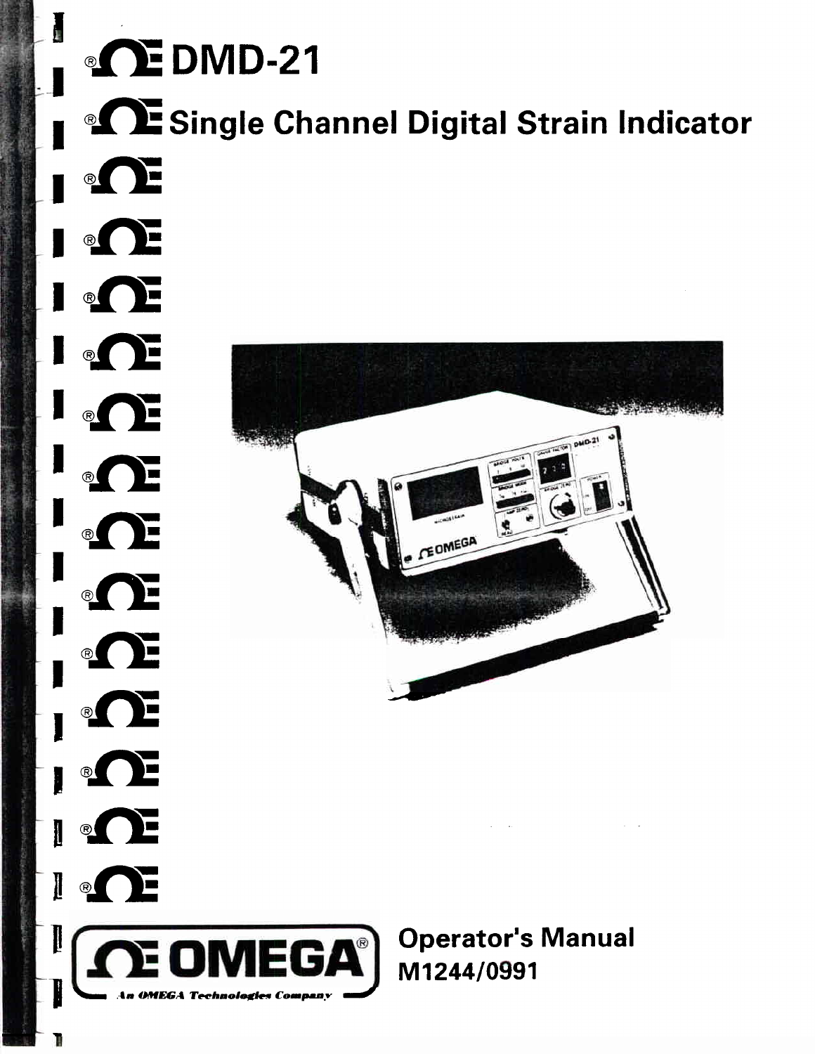# DMD-21

# Single Channel Digital Strain Indicator

**OMEGA**®

An OMEGA Technologies Company

## Operator's Manual

M1244/0991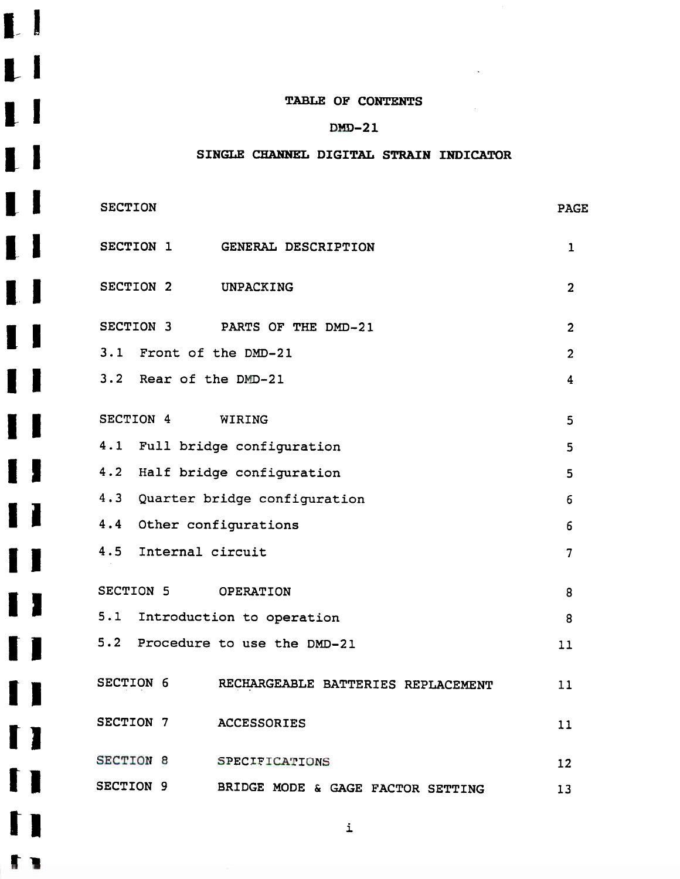# TABLE OF CONTENTS

## DMD-21

## SINGLE CHANNEL DIGITAL STRAIN INDICATOR

| SECTION | | PAGE |
|---|---|---|
| SECTION 1 | GENERAL DESCRIPTION | 1 |
| SECTION 2 | UNPACKING | 2 |
| SECTION 3 | PARTS OF THE DMD-21 | 2 |
| 3.1 | Front of the DMD-21 | 2 |
| 3.2 | Rear of the DMD-21 | 4 |
| SECTION 4 | WIRING | 5 |
| 4.1 | Full bridge configuration | 5 |
| 4.2 | Half bridge configuration | 5 |
| 4.3 | Quarter bridge configuration | 6 |
| 4.4 | Other configurations | 6 |
| 4.5 | Internal circuit | 7 |
| SECTION 5 | OPERATION | 8 |
| 5.1 | Introduction to operation | 8 |
| 5.2 | Procedure to use the DMD-21 | 11 |
| SECTION 6 | RECHARGEABLE BATTERIES REPLACEMENT | 11 |
| SECTION 7 | ACCESSORIES | 11 |
| SECTION 8 | SPECIFICATIONS | 12 |
| SECTION 9 | BRIDGE MODE & GAGE FACTOR SETTING | 13 |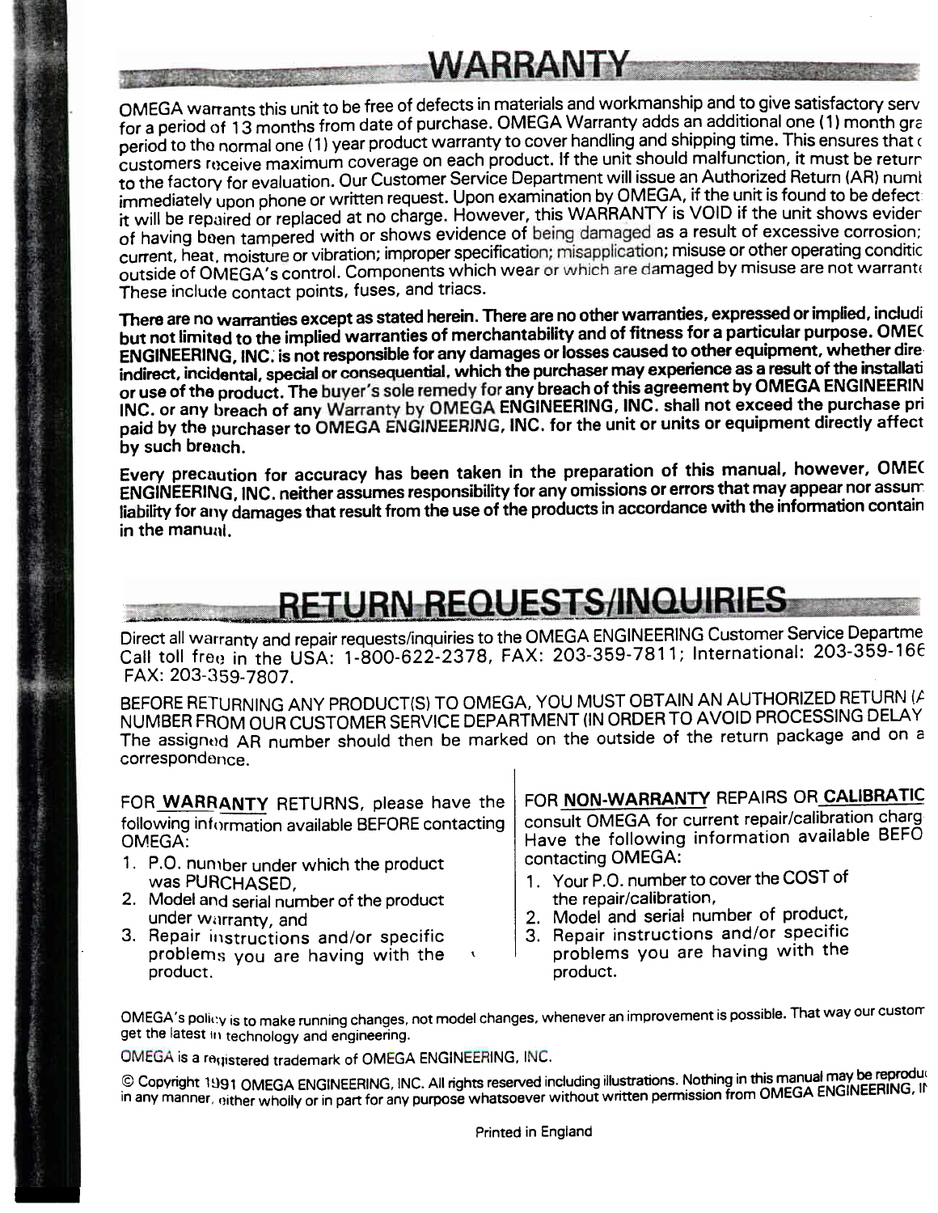# WARRANTY

OMEGA warrants this unit to be free of defects in materials and workmanship and to give satisfactory serv for a period of 13 months from date of purchase. OMEGA Warranty adds an additional one (1) month gra period to the normal one (1) year product warranty to cover handling and shipping time. This ensures that c customers receive maximum coverage on each product. If the unit should malfunction, it must be returr to the factory for evaluation. Our Customer Service Department will issue an Authorized Return (AR) numb immediately upon phone or written request. Upon examination by OMEGA, if the unit is found to be defect it will be repaired or replaced at no charge. However, this WARRANTY is VOID if the unit shows evider of having been tampered with or shows evidence of being damaged as a result of excessive corrosion; current, heat, moisture or vibration; improper specification; misapplication; misuse or other operating conditic outside of OMEGA's control. Components which wear or which are damaged by misuse are not warrant These include contact points, fuses, and triacs.

**There are no warranties except as stated herein. There are no other warranties, expressed or implied, includi but not limited to the implied warranties of merchantability and of fitness for a particular purpose. OMEC ENGINEERING, INC. is not responsible for any damages or losses caused to other equipment, whether dire indirect, incidental, special or consequential, which the purchaser may experience as a result of the installati or use of the product. The buyer's sole remedy for any breach of this agreement by OMEGA ENGINEERIN INC. or any breach of any Warranty by OMEGA ENGINEERING, INC. shall not exceed the purchase pri paid by the purchaser to OMEGA ENGINEERING, INC. for the unit or units or equipment directly affect by such breach.**

**Every precaution for accuracy has been taken in the preparation of this manual, however, OMEC ENGINEERING, INC. neither assumes responsibility for any omissions or errors that may appear nor assum liability for any damages that result from the use of the products in accordance with the information contain in the manual.**

# RETURN REQUESTS/INQUIRIES

Direct all warranty and repair requests/inquiries to the OMEGA ENGINEERING Customer Service Departme Call toll free in the USA: 1-800-622-2378, FAX: 203-359-7811; International: 203-359-166 FAX: 203-359-7807.

BEFORE RETURNING ANY PRODUCT(S) TO OMEGA, YOU MUST OBTAIN AN AUTHORIZED RETURN (A NUMBER FROM OUR CUSTOMER SERVICE DEPARTMENT (IN ORDER TO AVOID PROCESSING DELAY The assigned AR number should then be marked on the outside of the return package and on a correspondence.

FOR **WARRANTY** RETURNS, please have the following information available BEFORE contacting OMEGA:

1. P.O. number under which the product was PURCHASED,
2. Model and serial number of the product under warranty, and
3. Repair instructions and/or specific problems you are having with the product.

FOR **NON-WARRANTY** REPAIRS OR **CALIBRATIC** consult OMEGA for current repair/calibration charg Have the following information available BEFO contacting OMEGA:

1. Your P.O. number to cover the COST of the repair/calibration,
2. Model and serial number of product,
3. Repair instructions and/or specific problems you are having with the product.

OMEGA's policy is to make running changes, not model changes, whenever an improvement is possible. That way our custom get the latest in technology and engineering.

OMEGA is a registered trademark of OMEGA ENGINEERING, INC.

© Copyright 1991 OMEGA ENGINEERING, INC. All rights reserved including illustrations. Nothing in this manual may be reprodu in any manner, either wholly or in part for any purpose whatsoever without written permission from OMEGA ENGINEERING, IN

Printed in England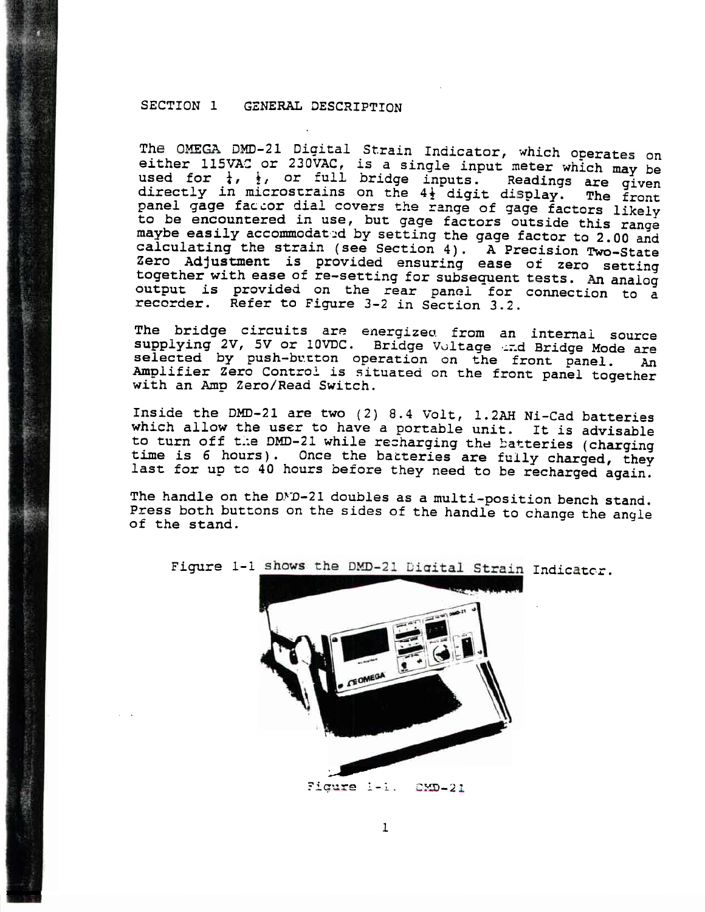# SECTION 1 GENERAL DESCRIPTION

The OMEGA DMD-21 Digital Strain Indicator, which operates on either 115VAC or 230VAC, is a single input meter which may be used for ¼, ½, or full bridge inputs. Readings are given directly in microstrains on the 4½ digit display. The front panel gage factor dial covers the range of gage factors likely to be encountered in use, but gage factors outside this range maybe easily accommodated by setting the gage factor to 2.00 and calculating the strain (see Section 4). A Precision Two-State Zero Adjustment is provided ensuring ease of zero setting together with ease of re-setting for subsequent tests. An analog output is provided on the rear panel for connection to a recorder. Refer to Figure 3-2 in Section 3.2.

The bridge circuits are energized from an internal source supplying 2V, 5V or 10VDC. Bridge Voltage and Bridge Mode are selected by push-button operation on the front panel. An Amplifier Zero Control is situated on the front panel together with an Amp Zero/Read Switch.

Inside the DMD-21 are two (2) 8.4 Volt, 1.2AH Ni-Cad batteries which allow the user to have a portable unit. It is advisable to turn off the DMD-21 while recharging the batteries (charging time is 6 hours). Once the batteries are fully charged, they last for up to 40 hours before they need to be recharged again.

The handle on the DMD-21 doubles as a multi-position bench stand. Press both buttons on the sides of the handle to change the angle of the stand.

Figure 1-1 shows the DMD-21 Digital Strain Indicator.

Figure 1-1. DMD-21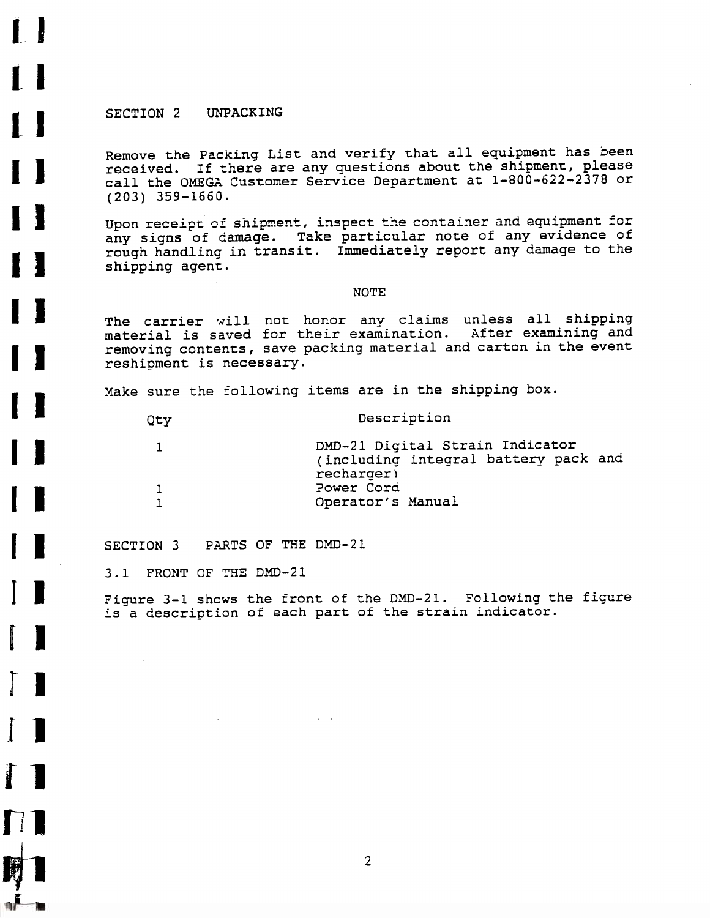## SECTION 2 UNPACKING

Remove the Packing List and verify that all equipment has been received. If there are any questions about the shipment, please call the OMEGA Customer Service Department at 1-800-622-2378 or (203) 359-1660.

Upon receipt of shipment, inspect the container and equipment for any signs of damage. Take particular note of any evidence of rough handling in transit. Immediately report any damage to the shipping agent.

**NOTE**

The carrier will not honor any claims unless all shipping material is saved for their examination. After examining and removing contents, save packing material and carton in the event reshipment is necessary.

Make sure the following items are in the shipping box.

| Qty | Description |
|---|---|
| 1 | DMD-21 Digital Strain Indicator (including integral battery pack and recharger) |
| 1 | Power Cord |
| 1 | Operator's Manual |

## SECTION 3 PARTS OF THE DMD-21

### 3.1 FRONT OF THE DMD-21

Figure 3-1 shows the front of the DMD-21. Following the figure is a description of each part of the strain indicator.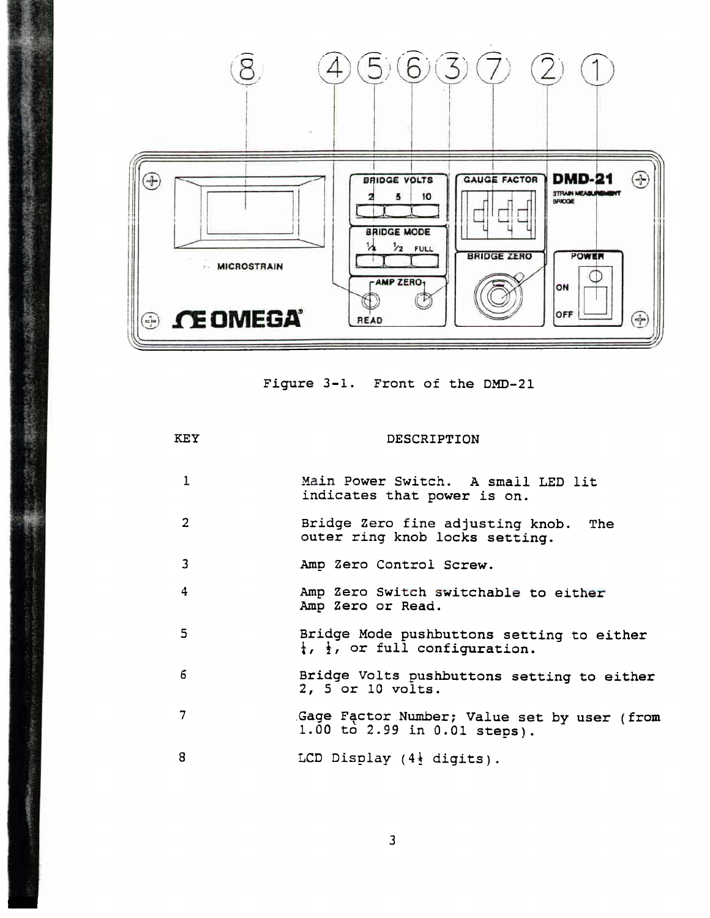Figure 3-1. Front of the DMD-21

| KEY | DESCRIPTION |
|---|---|
| 1 | Main Power Switch. A small LED lit indicates that power is on. |
| 2 | Bridge Zero fine adjusting knob. The outer ring knob locks setting. |
| 3 | Amp Zero Control Screw. |
| 4 | Amp Zero Switch switchable to either Amp Zero or Read. |
| 5 | Bridge Mode pushbuttons setting to either ¼, ½, or full configuration. |
| 6 | Bridge Volts pushbuttons setting to either 2, 5 or 10 volts. |
| 7 | Gage Factor Number; Value set by user (from 1.00 to 2.99 in 0.01 steps). |
| 8 | LCD Display (4½ digits). |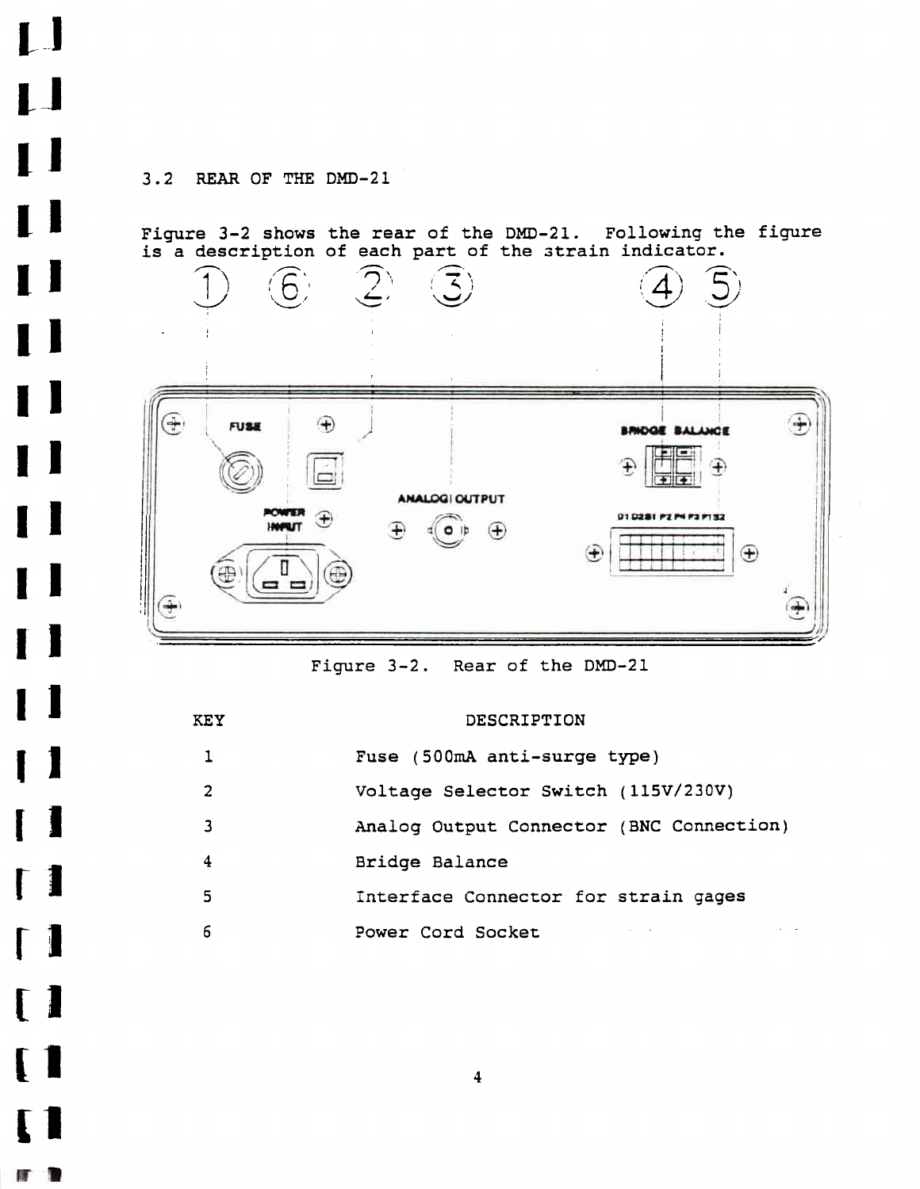## 3.2 REAR OF THE DMD-21

Figure 3-2 shows the rear of the DMD-21. Following the figure is a description of each part of the strain indicator.

Figure 3-2. Rear of the DMD-21

| KEY | DESCRIPTION |
| --- | --- |
| 1 | Fuse (500mA anti-surge type) |
| 2 | Voltage Selector Switch (115V/230V) |
| 3 | Analog Output Connector (BNC Connection) |
| 4 | Bridge Balance |
| 5 | Interface Connector for strain gages |
| 6 | Power Cord Socket |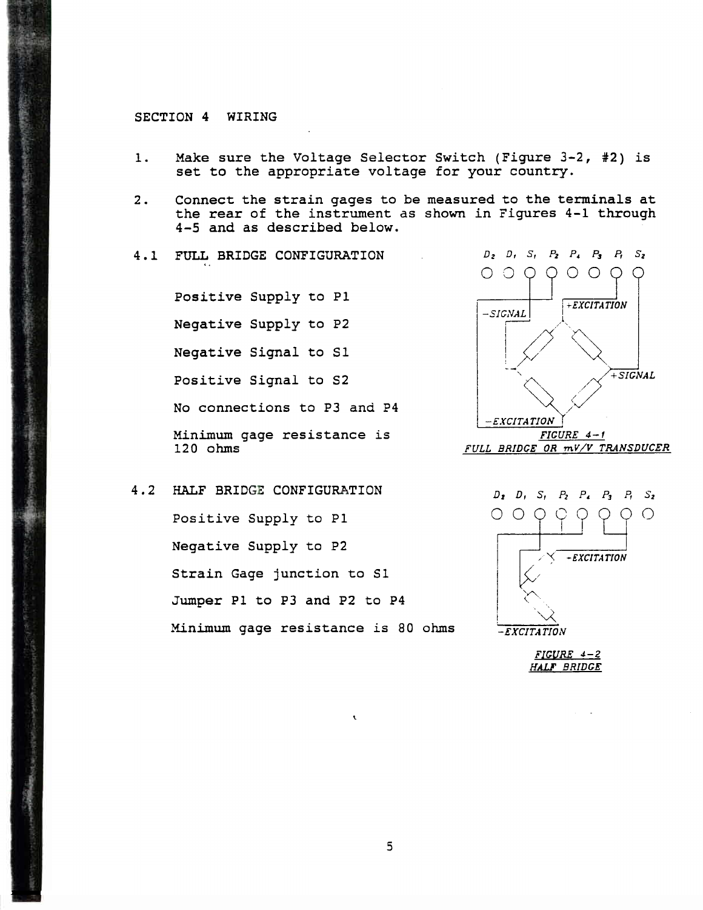## SECTION 4 WIRING

1. Make sure the Voltage Selector Switch (Figure 3-2, #2) is set to the appropriate voltage for your country.

2. Connect the strain gages to be measured to the terminals at the rear of the instrument as shown in Figures 4-1 through 4-5 and as described below.

### 4.1 FULL BRIDGE CONFIGURATION

Positive Supply to P1

Negative Supply to P2

Negative Signal to S1

Positive Signal to S2

No connections to P3 and P4

Minimum gage resistance is 120 ohms

FIGURE 4-1
FULL BRIDGE OR mV/V TRANSDUCER

### 4.2 HALF BRIDGE CONFIGURATION

Positive Supply to P1

Negative Supply to P2

Strain Gage junction to S1

Jumper P1 to P3 and P2 to P4

Minimum gage resistance is 80 ohms

FIGURE 4-2
HALF BRIDGE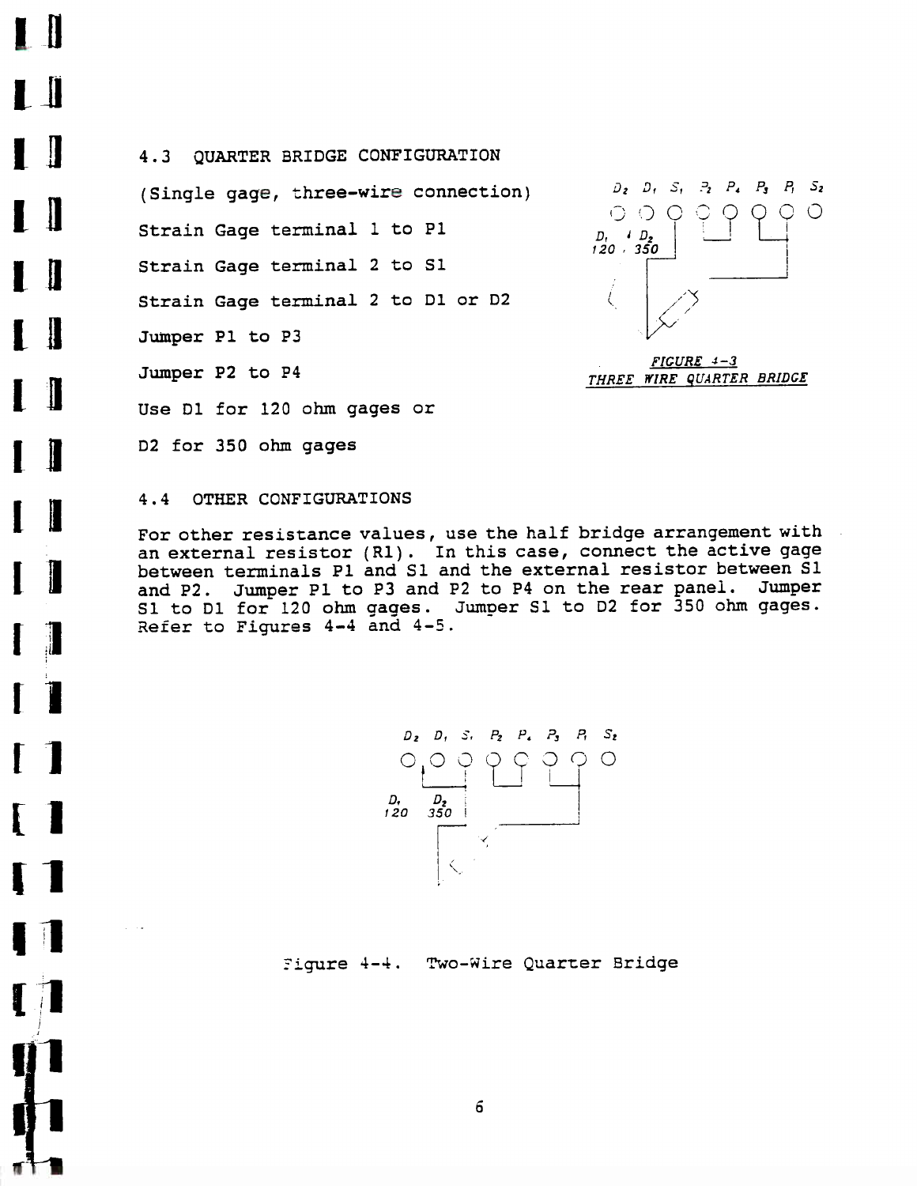## 4.3 QUARTER BRIDGE CONFIGURATION

(Single gage, three-wire connection)

Strain Gage terminal 1 to P1

Strain Gage terminal 2 to S1

Strain Gage terminal 2 to D1 or D2

Jumper P1 to P3

Jumper P2 to P4

Use D1 for 120 ohm gages or

D2 for 350 ohm gages

FIGURE 4-3
THREE WIRE QUARTER BRIDGE

## 4.4 OTHER CONFIGURATIONS

For other resistance values, use the half bridge arrangement with an external resistor (R1). In this case, connect the active gage between terminals P1 and S1 and the external resistor between S1 and P2. Jumper P1 to P3 and P2 to P4 on the rear panel. Jumper S1 to D1 for 120 ohm gages. Jumper S1 to D2 for 350 ohm gages. Refer to Figures 4-4 and 4-5.

Figure 4-4. Two-Wire Quarter Bridge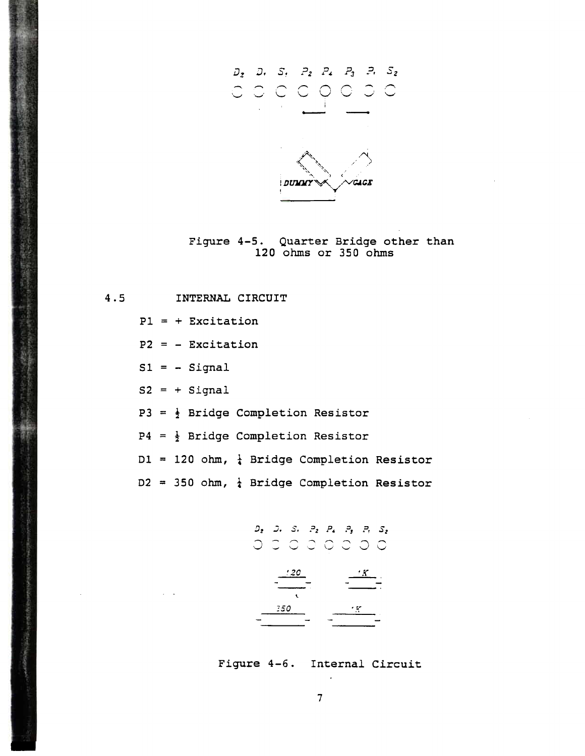D2 D1 S1 P2 P4 P3 P1 S2

DUMMY GAGE

Figure 4-5. Quarter Bridge other than 120 ohms or 350 ohms

## 4.5 INTERNAL CIRCUIT

P1 = + Excitation

P2 = - Excitation

S1 = - Signal

S2 = + Signal

P3 = ½ Bridge Completion Resistor

P4 = ½ Bridge Completion Resistor

D1 = 120 ohm, ¼ Bridge Completion Resistor

D2 = 350 ohm, ¼ Bridge Completion Resistor

D2 D1 S1 P2 P4 P3 P1 S2

120 1K

350 1K

Figure 4-6. Internal Circuit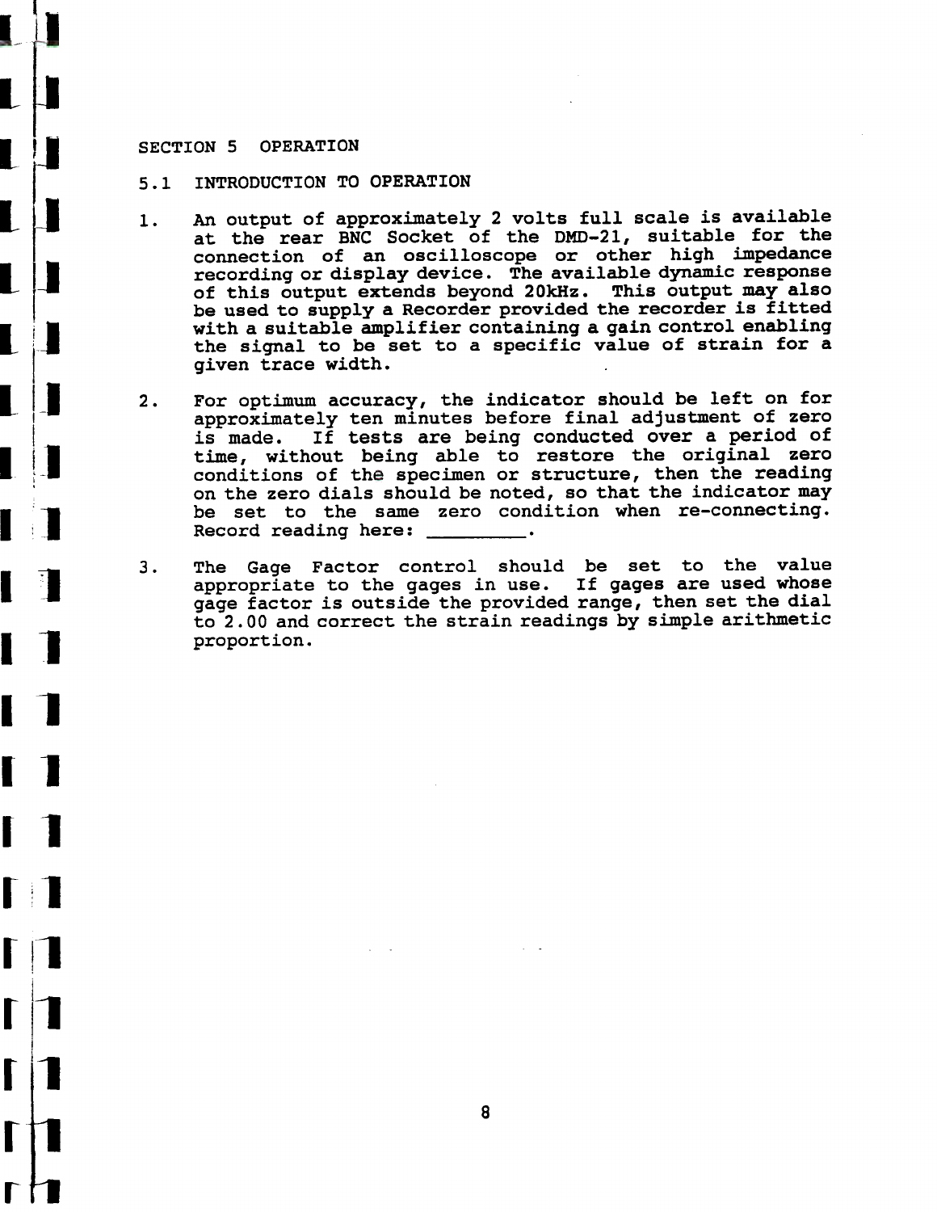# SECTION 5 OPERATION

## 5.1 INTRODUCTION TO OPERATION

1. An output of approximately 2 volts full scale is available at the rear BNC Socket of the DMD-21, suitable for the connection of an oscilloscope or other high impedance recording or display device. The available dynamic response of this output extends beyond 20kHz. This output may also be used to supply a Recorder provided the recorder is fitted with a suitable amplifier containing a gain control enabling the signal to be set to a specific value of strain for a given trace width.

2. For optimum accuracy, the indicator should be left on for approximately ten minutes before final adjustment of zero is made. If tests are being conducted over a period of time, without being able to restore the original zero conditions of the specimen or structure, then the reading on the zero dials should be noted, so that the indicator may be set to the same zero condition when re-connecting. Record reading here: _________.

3. The Gage Factor control should be set to the value appropriate to the gages in use. If gages are used whose gage factor is outside the provided range, then set the dial to 2.00 and correct the strain readings by simple arithmetic proportion.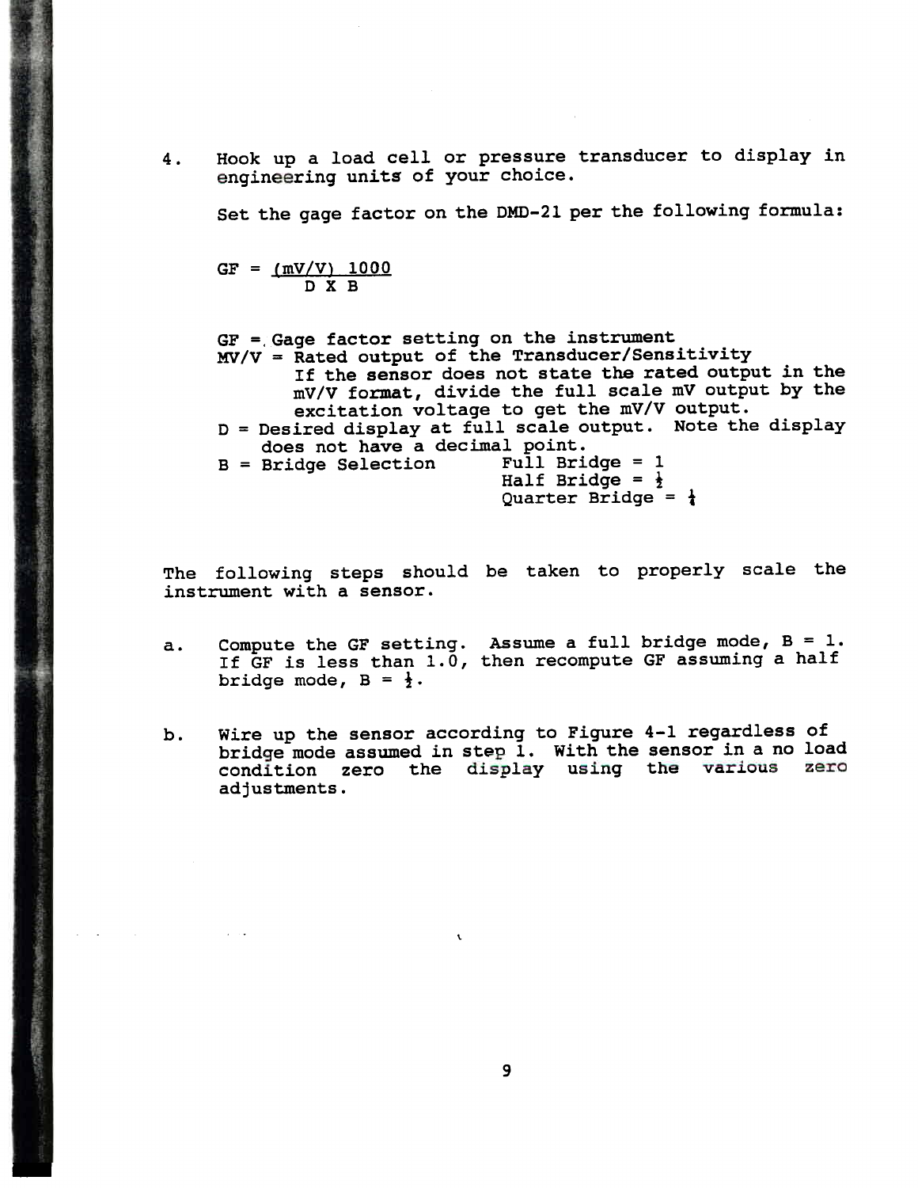4. Hook up a load cell or pressure transducer to display in engineering units of your choice.

   Set the gage factor on the DMD-21 per the following formula:

$$GF = \frac{(mV/V)\ 1000}{D \times B}$$

   GF = Gage factor setting on the instrument
   MV/V = Rated output of the Transducer/Sensitivity
   If the sensor does not state the rated output in the mV/V format, divide the full scale mV output by the excitation voltage to get the mV/V output.
   D = Desired display at full scale output. Note the display does not have a decimal point.
   B = Bridge Selection
   - Full Bridge = 1
   - Half Bridge = ½
   - Quarter Bridge = ¼

The following steps should be taken to properly scale the instrument with a sensor.

a. Compute the GF setting. Assume a full bridge mode, B = 1. If GF is less than 1.0, then recompute GF assuming a half bridge mode, B = ½.

b. Wire up the sensor according to Figure 4-1 regardless of bridge mode assumed in step 1. With the sensor in a no load condition zero the display using the various zero adjustments.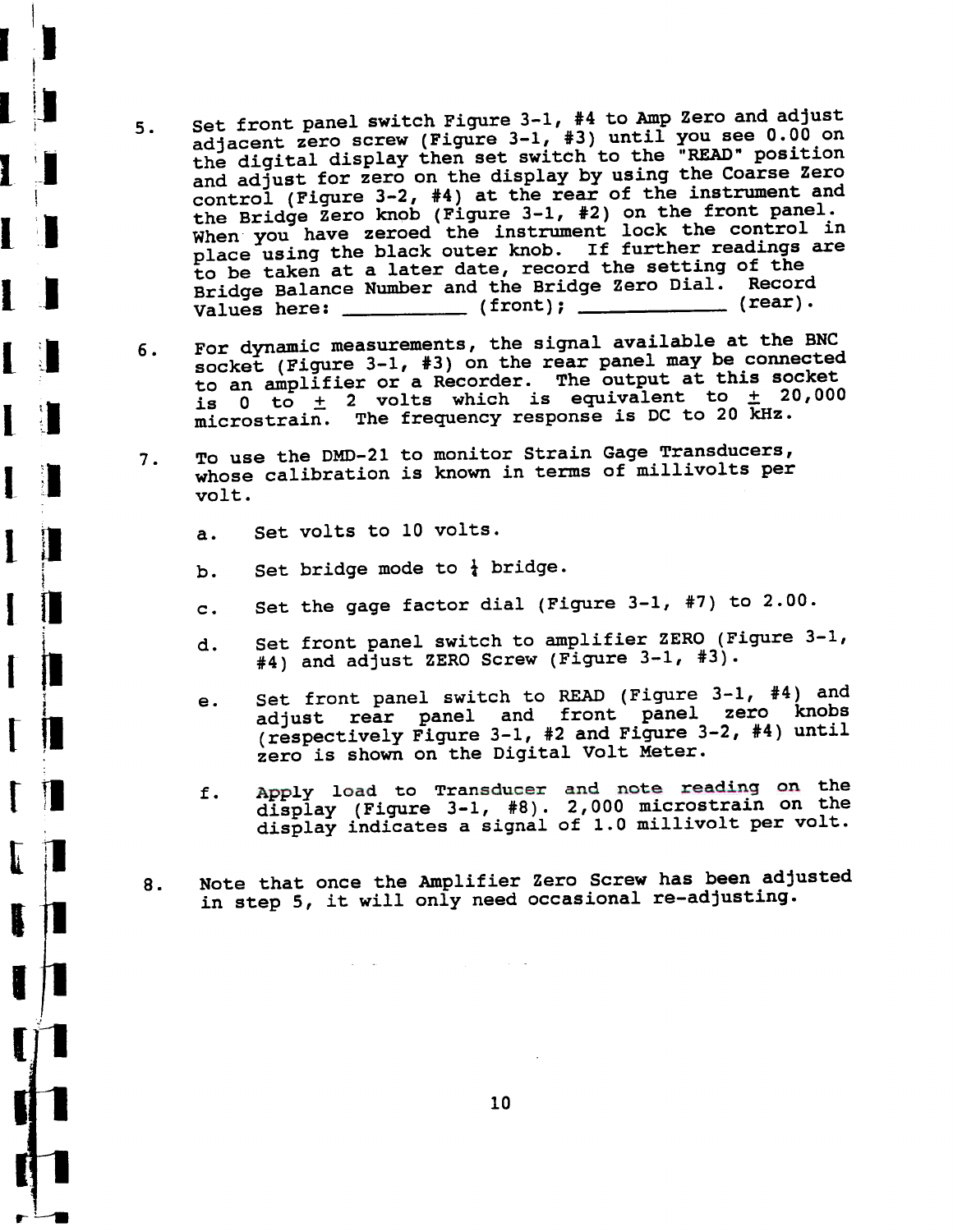5. Set front panel switch Figure 3-1, #4 to Amp Zero and adjust adjacent zero screw (Figure 3-1, #3) until you see 0.00 on the digital display then set switch to the "READ" position and adjust for zero on the display by using the Coarse Zero control (Figure 3-2, #4) at the rear of the instrument and the Bridge Zero knob (Figure 3-1, #2) on the front panel. When you have zeroed the instrument lock the control in place using the black outer knob. If further readings are to be taken at a later date, record the setting of the Bridge Balance Number and the Bridge Zero Dial. Record Values here: __________ (front); ____________ (rear).

6. For dynamic measurements, the signal available at the BNC socket (Figure 3-1, #3) on the rear panel may be connected to an amplifier or a Recorder. The output at this socket is 0 to ± 2 volts which is equivalent to ± 20,000 microstrain. The frequency response is DC to 20 kHz.

7. To use the DMD-21 to monitor Strain Gage Transducers, whose calibration is known in terms of millivolts per volt.

   a. Set volts to 10 volts.

   b. Set bridge mode to ¼ bridge.

   c. Set the gage factor dial (Figure 3-1, #7) to 2.00.

   d. Set front panel switch to amplifier ZERO (Figure 3-1, #4) and adjust ZERO Screw (Figure 3-1, #3).

   e. Set front panel switch to READ (Figure 3-1, #4) and adjust rear panel and front panel zero knobs (respectively Figure 3-1, #2 and Figure 3-2, #4) until zero is shown on the Digital Volt Meter.

   f. Apply load to Transducer and note reading on the display (Figure 3-1, #8). 2,000 microstrain on the display indicates a signal of 1.0 millivolt per volt.

8. Note that once the Amplifier Zero Screw has been adjusted in step 5, it will only need occasional re-adjusting.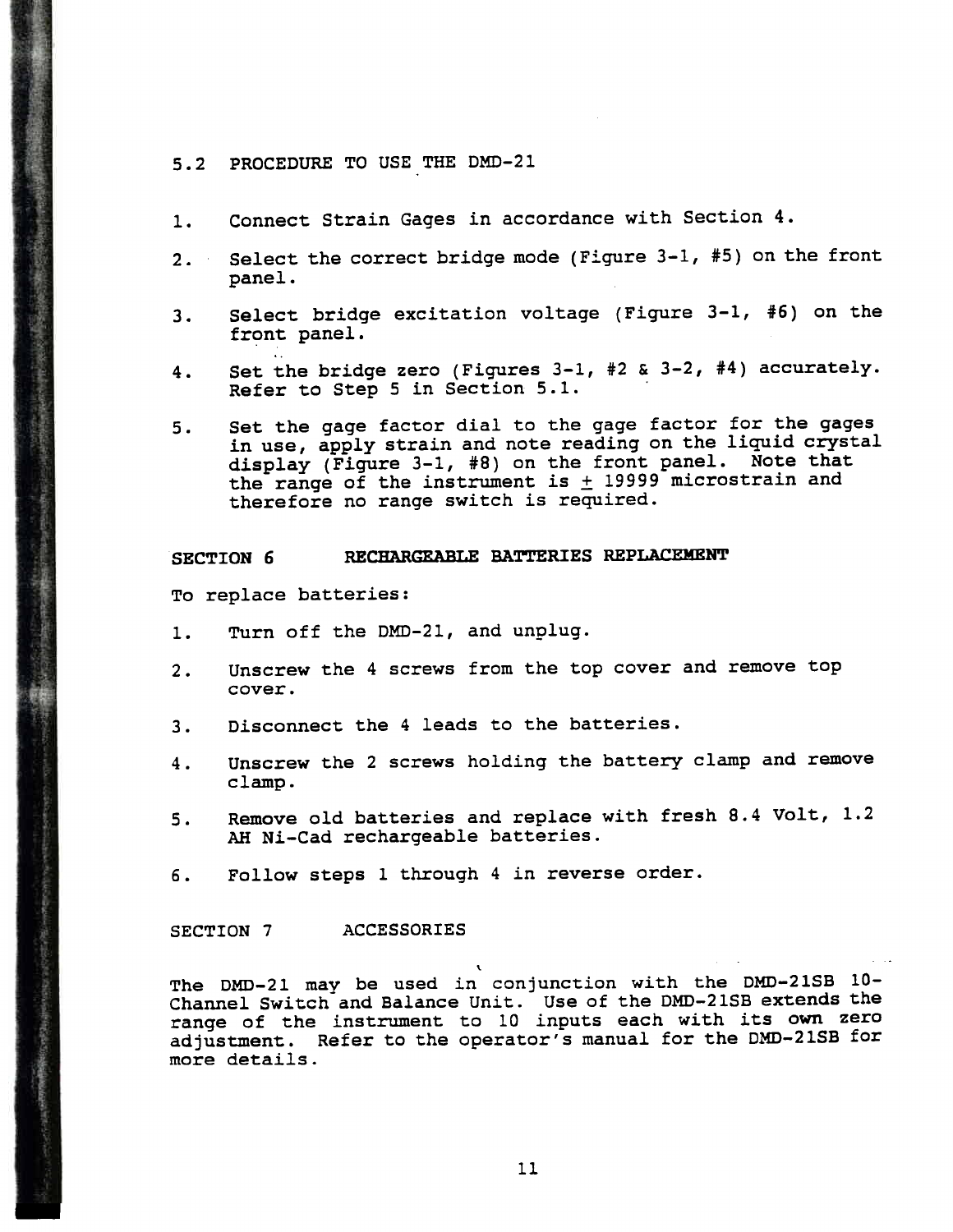## 5.2 PROCEDURE TO USE THE DMD-21

1. Connect Strain Gages in accordance with Section 4.
2. Select the correct bridge mode (Figure 3-1, #5) on the front panel.
3. Select bridge excitation voltage (Figure 3-1, #6) on the front panel.
4. Set the bridge zero (Figures 3-1, #2 & 3-2, #4) accurately. Refer to Step 5 in Section 5.1.
5. Set the gage factor dial to the gage factor for the gages in use, apply strain and note reading on the liquid crystal display (Figure 3-1, #8) on the front panel. Note that the range of the instrument is ± 19999 microstrain and therefore no range switch is required.

## SECTION 6 RECHARGEABLE BATTERIES REPLACEMENT

To replace batteries:

1. Turn off the DMD-21, and unplug.
2. Unscrew the 4 screws from the top cover and remove top cover.
3. Disconnect the 4 leads to the batteries.
4. Unscrew the 2 screws holding the battery clamp and remove clamp.
5. Remove old batteries and replace with fresh 8.4 Volt, 1.2 AH Ni-Cad rechargeable batteries.
6. Follow steps 1 through 4 in reverse order.

## SECTION 7 ACCESSORIES

The DMD-21 may be used in conjunction with the DMD-21SB 10-Channel Switch and Balance Unit. Use of the DMD-21SB extends the range of the instrument to 10 inputs each with its own zero adjustment. Refer to the operator's manual for the DMD-21SB for more details.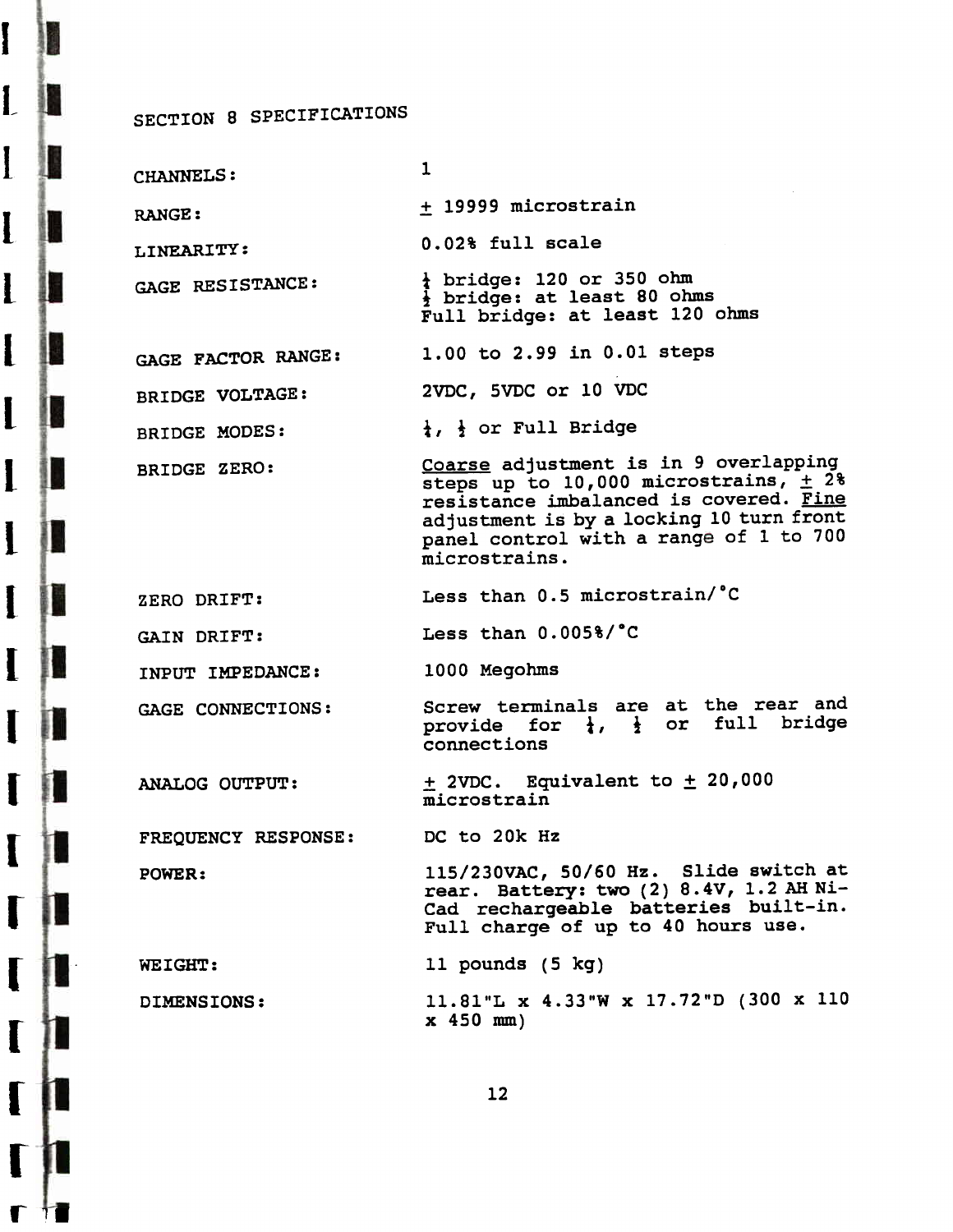## SECTION 8 SPECIFICATIONS

| | |
|---|---|
| CHANNELS: | 1 |
| RANGE: | ± 19999 microstrain |
| LINEARITY: | 0.02% full scale |
| GAGE RESISTANCE: | ¼ bridge: 120 or 350 ohm<br>½ bridge: at least 80 ohms<br>Full bridge: at least 120 ohms |
| GAGE FACTOR RANGE: | 1.00 to 2.99 in 0.01 steps |
| BRIDGE VOLTAGE: | 2VDC, 5VDC or 10 VDC |
| BRIDGE MODES: | ¼, ½ or Full Bridge |
| BRIDGE ZERO: | Coarse adjustment is in 9 overlapping steps up to 10,000 microstrains, ± 2% resistance imbalanced is covered. Fine adjustment is by a locking 10 turn front panel control with a range of 1 to 700 microstrains. |
| ZERO DRIFT: | Less than 0.5 microstrain/°C |
| GAIN DRIFT: | Less than 0.005%/°C |
| INPUT IMPEDANCE: | 1000 Megohms |
| GAGE CONNECTIONS: | Screw terminals are at the rear and provide for ¼, ½ or full bridge connections |
| ANALOG OUTPUT: | ± 2VDC. Equivalent to ± 20,000 microstrain |
| FREQUENCY RESPONSE: | DC to 20k Hz |
| POWER: | 115/230VAC, 50/60 Hz. Slide switch at rear. Battery: two (2) 8.4V, 1.2 AH Ni-Cad rechargeable batteries built-in. Full charge of up to 40 hours use. |
| WEIGHT: | 11 pounds (5 kg) |
| DIMENSIONS: | 11.81"L x 4.33"W x 17.72"D (300 x 110 x 450 mm) |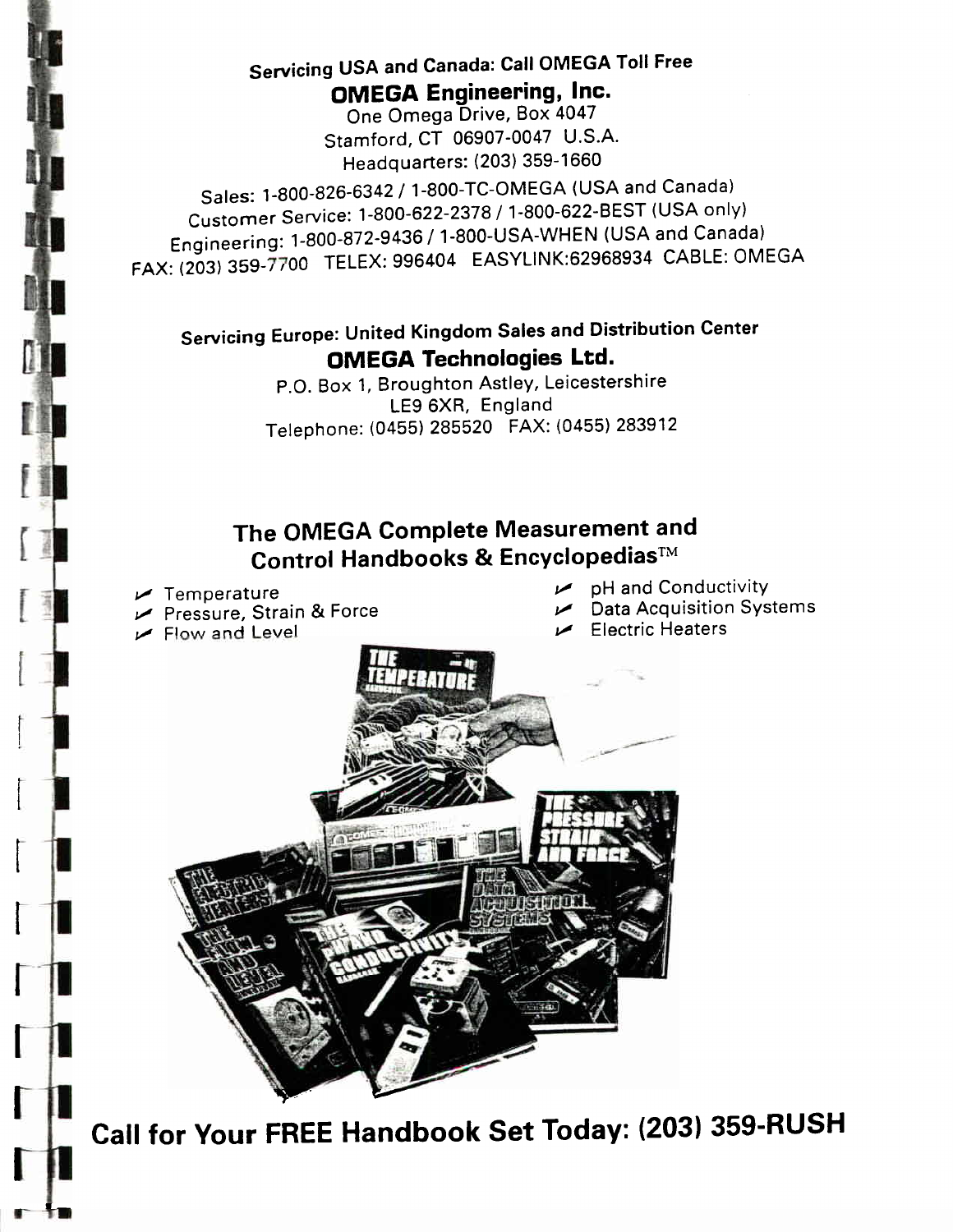Servicing USA and Canada: Call OMEGA Toll Free

## OMEGA Engineering, Inc.

One Omega Drive, Box 4047
Stamford, CT 06907-0047 U.S.A.
Headquarters: (203) 359-1660

Sales: 1-800-826-6342 / 1-800-TC-OMEGA (USA and Canada)
Customer Service: 1-800-622-2378 / 1-800-622-BEST (USA only)
Engineering: 1-800-872-9436 / 1-800-USA-WHEN (USA and Canada)
FAX: (203) 359-7700 TELEX: 996404 EASYLINK:62968934 CABLE: OMEGA

Servicing Europe: United Kingdom Sales and Distribution Center

## OMEGA Technologies Ltd.

P.O. Box 1, Broughton Astley, Leicestershire
LE9 6XR, England
Telephone: (0455) 285520 FAX: (0455) 283912

## The OMEGA Complete Measurement and Control Handbooks & Encyclopedias™

- Temperature
- Pressure, Strain & Force
- Flow and Level
- pH and Conductivity
- Data Acquisition Systems
- Electric Heaters

## Call for Your FREE Handbook Set Today: (203) 359-RUSH